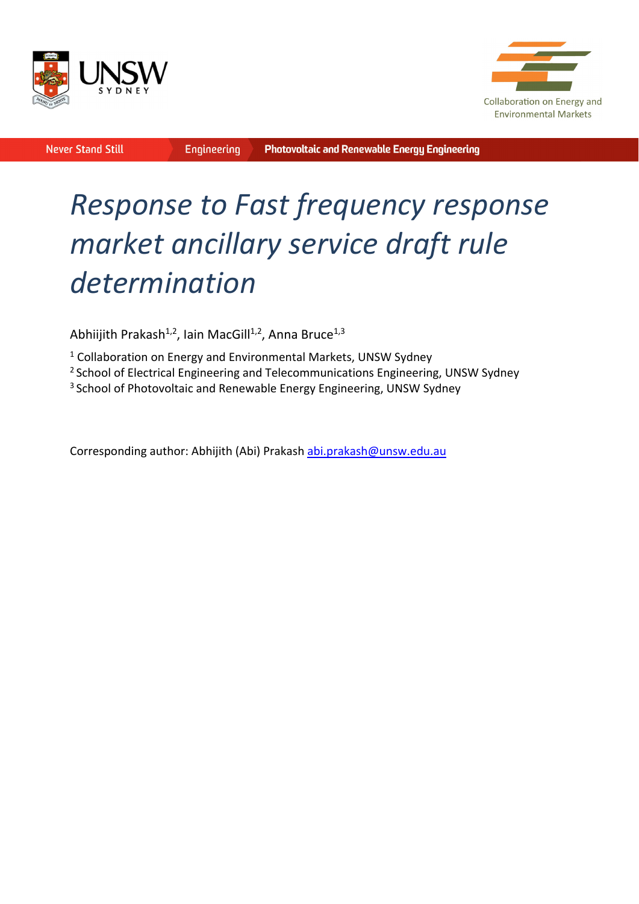Collaboration on Energy and Environmental Markets

Never Stand Still | Engineering | Photovoltaic and Renewable Energy Engineering

# *Response to Fast frequency response market ancillary service draft rule determination*

Abhiijith Prakash[1,2], Iain MacGill[1,2], Anna Bruce[1,3]

[1] Collaboration on Energy and Environmental Markets, UNSW Sydney
[2] School of Electrical Engineering and Telecommunications Engineering, UNSW Sydney
[3] School of Photovoltaic and Renewable Energy Engineering, UNSW Sydney

Corresponding author: Abhijith (Abi) Prakash abi.prakash@unsw.edu.au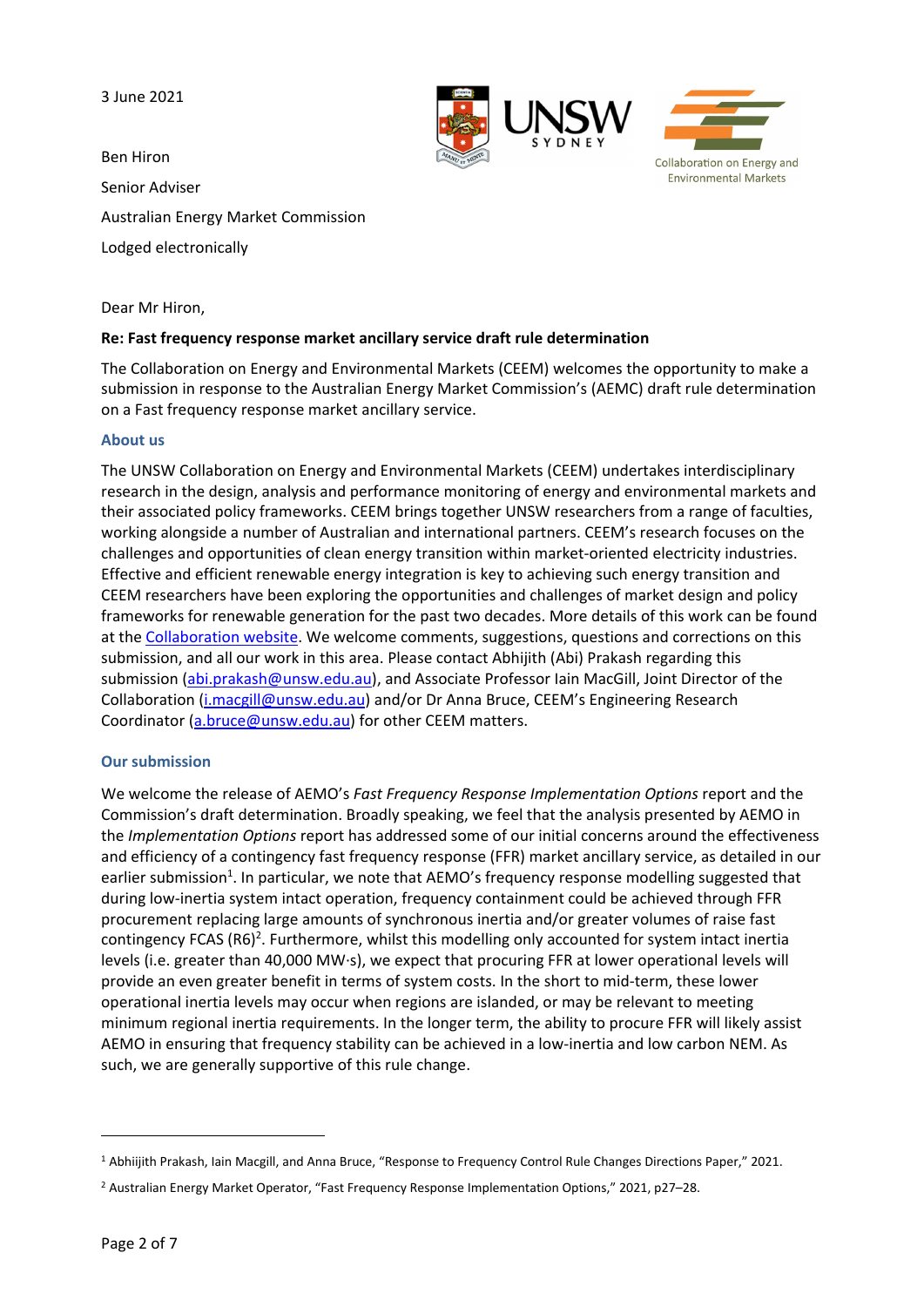3 June 2021

Ben Hiron

Senior Adviser

Australian Energy Market Commission

Lodged electronically

Dear Mr Hiron,

**Re: Fast frequency response market ancillary service draft rule determination**

The Collaboration on Energy and Environmental Markets (CEEM) welcomes the opportunity to make a submission in response to the Australian Energy Market Commission's (AEMC) draft rule determination on a Fast frequency response market ancillary service.

### About us

The UNSW Collaboration on Energy and Environmental Markets (CEEM) undertakes interdisciplinary research in the design, analysis and performance monitoring of energy and environmental markets and their associated policy frameworks. CEEM brings together UNSW researchers from a range of faculties, working alongside a number of Australian and international partners. CEEM's research focuses on the challenges and opportunities of clean energy transition within market-oriented electricity industries. Effective and efficient renewable energy integration is key to achieving such energy transition and CEEM researchers have been exploring the opportunities and challenges of market design and policy frameworks for renewable generation for the past two decades. More details of this work can be found at the Collaboration website. We welcome comments, suggestions, questions and corrections on this submission, and all our work in this area. Please contact Abhijith (Abi) Prakash regarding this submission (abi.prakash@unsw.edu.au), and Associate Professor Iain MacGill, Joint Director of the Collaboration (i.macgill@unsw.edu.au) and/or Dr Anna Bruce, CEEM's Engineering Research Coordinator (a.bruce@unsw.edu.au) for other CEEM matters.

### Our submission

We welcome the release of AEMO's *Fast Frequency Response Implementation Options* report and the Commission's draft determination. Broadly speaking, we feel that the analysis presented by AEMO in the *Implementation Options* report has addressed some of our initial concerns around the effectiveness and efficiency of a contingency fast frequency response (FFR) market ancillary service, as detailed in our earlier submission[1]. In particular, we note that AEMO's frequency response modelling suggested that during low-inertia system intact operation, frequency containment could be achieved through FFR procurement replacing large amounts of synchronous inertia and/or greater volumes of raise fast contingency FCAS (R6)[2]. Furthermore, whilst this modelling only accounted for system intact inertia levels (i.e. greater than 40,000 MW·s), we expect that procuring FFR at lower operational levels will provide an even greater benefit in terms of system costs. In the short to mid-term, these lower operational inertia levels may occur when regions are islanded, or may be relevant to meeting minimum regional inertia requirements. In the longer term, the ability to procure FFR will likely assist AEMO in ensuring that frequency stability can be achieved in a low-inertia and low carbon NEM. As such, we are generally supportive of this rule change.

---

[1] Abhiijith Prakash, Iain Macgill, and Anna Bruce, "Response to Frequency Control Rule Changes Directions Paper," 2021.

[2] Australian Energy Market Operator, "Fast Frequency Response Implementation Options," 2021, p27–28.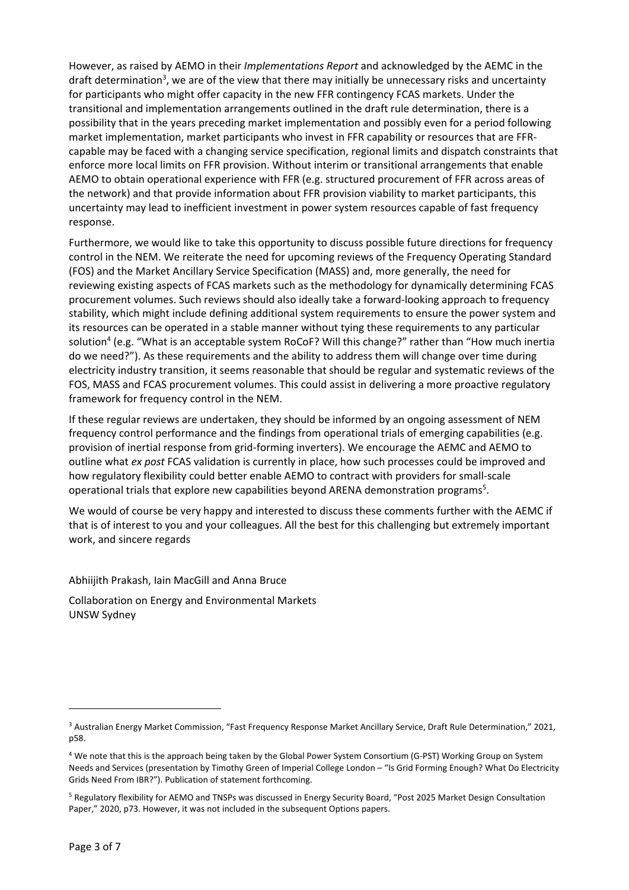However, as raised by AEMO in their *Implementations Report* and acknowledged by the AEMC in the draft determination[3], we are of the view that there may initially be unnecessary risks and uncertainty for participants who might offer capacity in the new FFR contingency FCAS markets. Under the transitional and implementation arrangements outlined in the draft rule determination, there is a possibility that in the years preceding market implementation and possibly even for a period following market implementation, market participants who invest in FFR capability or resources that are FFR-capable may be faced with a changing service specification, regional limits and dispatch constraints that enforce more local limits on FFR provision. Without interim or transitional arrangements that enable AEMO to obtain operational experience with FFR (e.g. structured procurement of FFR across areas of the network) and that provide information about FFR provision viability to market participants, this uncertainty may lead to inefficient investment in power system resources capable of fast frequency response.

Furthermore, we would like to take this opportunity to discuss possible future directions for frequency control in the NEM. We reiterate the need for upcoming reviews of the Frequency Operating Standard (FOS) and the Market Ancillary Service Specification (MASS) and, more generally, the need for reviewing existing aspects of FCAS markets such as the methodology for dynamically determining FCAS procurement volumes. Such reviews should also ideally take a forward-looking approach to frequency stability, which might include defining additional system requirements to ensure the power system and its resources can be operated in a stable manner without tying these requirements to any particular solution[4] (e.g. "What is an acceptable system RoCoF? Will this change?" rather than "How much inertia do we need?"). As these requirements and the ability to address them will change over time during electricity industry transition, it seems reasonable that should be regular and systematic reviews of the FOS, MASS and FCAS procurement volumes. This could assist in delivering a more proactive regulatory framework for frequency control in the NEM.

If these regular reviews are undertaken, they should be informed by an ongoing assessment of NEM frequency control performance and the findings from operational trials of emerging capabilities (e.g. provision of inertial response from grid-forming inverters). We encourage the AEMC and AEMO to outline what *ex post* FCAS validation is currently in place, how such processes could be improved and how regulatory flexibility could better enable AEMO to contract with providers for small-scale operational trials that explore new capabilities beyond ARENA demonstration programs[5].

We would of course be very happy and interested to discuss these comments further with the AEMC if that is of interest to you and your colleagues. All the best for this challenging but extremely important work, and sincere regards

Abhiijith Prakash, Iain MacGill and Anna Bruce

Collaboration on Energy and Environmental Markets
UNSW Sydney

---

[3] Australian Energy Market Commission, "Fast Frequency Response Market Ancillary Service, Draft Rule Determination," 2021, p58.

[4] We note that this is the approach being taken by the Global Power System Consortium (G-PST) Working Group on System Needs and Services (presentation by Timothy Green of Imperial College London – "Is Grid Forming Enough? What Do Electricity Grids Need From IBR?"). Publication of statement forthcoming.

[5] Regulatory flexibility for AEMO and TNSPs was discussed in Energy Security Board, "Post 2025 Market Design Consultation Paper," 2020, p73. However, it was not included in the subsequent Options papers.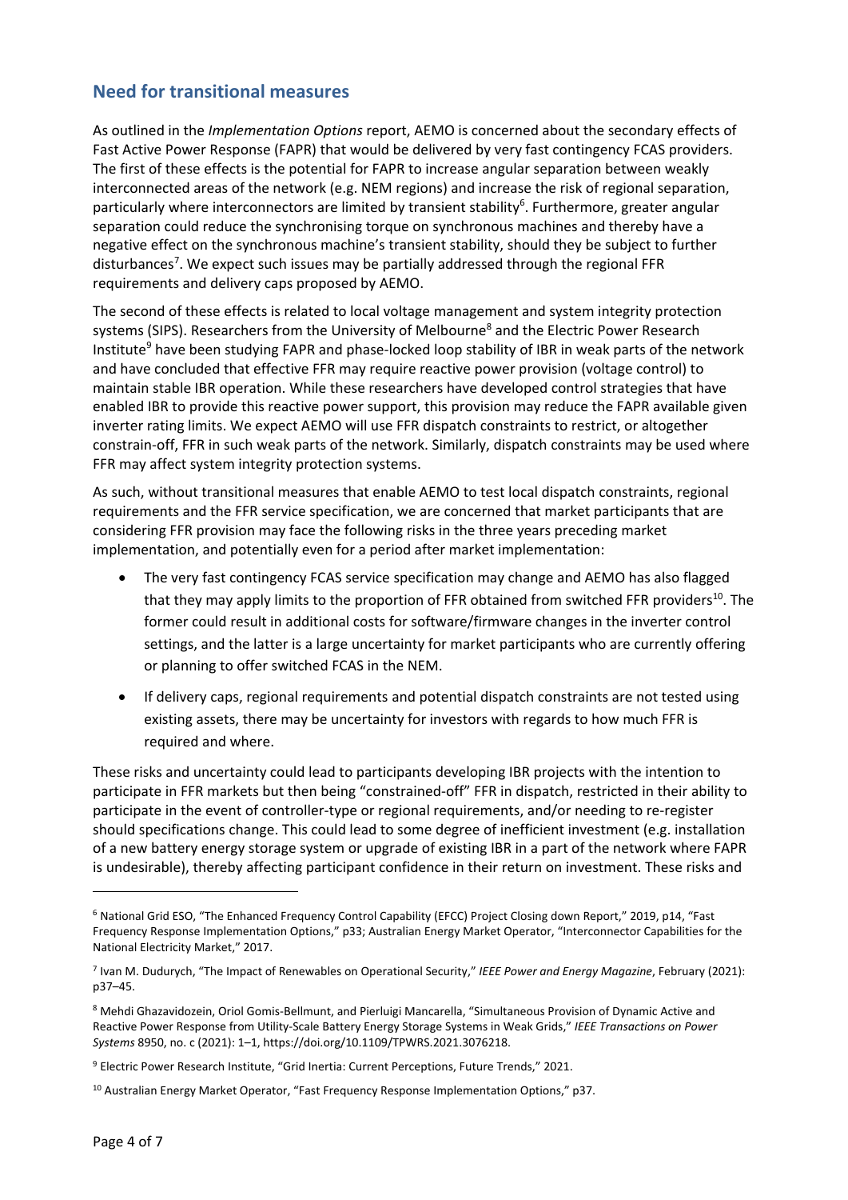## Need for transitional measures

As outlined in the *Implementation Options* report, AEMO is concerned about the secondary effects of Fast Active Power Response (FAPR) that would be delivered by very fast contingency FCAS providers. The first of these effects is the potential for FAPR to increase angular separation between weakly interconnected areas of the network (e.g. NEM regions) and increase the risk of regional separation, particularly where interconnectors are limited by transient stability[6]. Furthermore, greater angular separation could reduce the synchronising torque on synchronous machines and thereby have a negative effect on the synchronous machine's transient stability, should they be subject to further disturbances[7]. We expect such issues may be partially addressed through the regional FFR requirements and delivery caps proposed by AEMO.

The second of these effects is related to local voltage management and system integrity protection systems (SIPS). Researchers from the University of Melbourne[8] and the Electric Power Research Institute[9] have been studying FAPR and phase-locked loop stability of IBR in weak parts of the network and have concluded that effective FFR may require reactive power provision (voltage control) to maintain stable IBR operation. While these researchers have developed control strategies that have enabled IBR to provide this reactive power support, this provision may reduce the FAPR available given inverter rating limits. We expect AEMO will use FFR dispatch constraints to restrict, or altogether constrain-off, FFR in such weak parts of the network. Similarly, dispatch constraints may be used where FFR may affect system integrity protection systems.

As such, without transitional measures that enable AEMO to test local dispatch constraints, regional requirements and the FFR service specification, we are concerned that market participants that are considering FFR provision may face the following risks in the three years preceding market implementation, and potentially even for a period after market implementation:

- The very fast contingency FCAS service specification may change and AEMO has also flagged that they may apply limits to the proportion of FFR obtained from switched FFR providers[10]. The former could result in additional costs for software/firmware changes in the inverter control settings, and the latter is a large uncertainty for market participants who are currently offering or planning to offer switched FCAS in the NEM.
- If delivery caps, regional requirements and potential dispatch constraints are not tested using existing assets, there may be uncertainty for investors with regards to how much FFR is required and where.

These risks and uncertainty could lead to participants developing IBR projects with the intention to participate in FFR markets but then being "constrained-off" FFR in dispatch, restricted in their ability to participate in the event of controller-type or regional requirements, and/or needing to re-register should specifications change. This could lead to some degree of inefficient investment (e.g. installation of a new battery energy storage system or upgrade of existing IBR in a part of the network where FAPR is undesirable), thereby affecting participant confidence in their return on investment. These risks and

---

[6] National Grid ESO, "The Enhanced Frequency Control Capability (EFCC) Project Closing down Report," 2019, p14, "Fast Frequency Response Implementation Options," p33; Australian Energy Market Operator, "Interconnector Capabilities for the National Electricity Market," 2017.

[7] Ivan M. Dudurych, "The Impact of Renewables on Operational Security," *IEEE Power and Energy Magazine*, February (2021): p37–45.

[8] Mehdi Ghazavidozein, Oriol Gomis-Bellmunt, and Pierluigi Mancarella, "Simultaneous Provision of Dynamic Active and Reactive Power Response from Utility-Scale Battery Energy Storage Systems in Weak Grids," *IEEE Transactions on Power Systems* 8950, no. c (2021): 1–1, https://doi.org/10.1109/TPWRS.2021.3076218.

[9] Electric Power Research Institute, "Grid Inertia: Current Perceptions, Future Trends," 2021.

[10] Australian Energy Market Operator, "Fast Frequency Response Implementation Options," p37.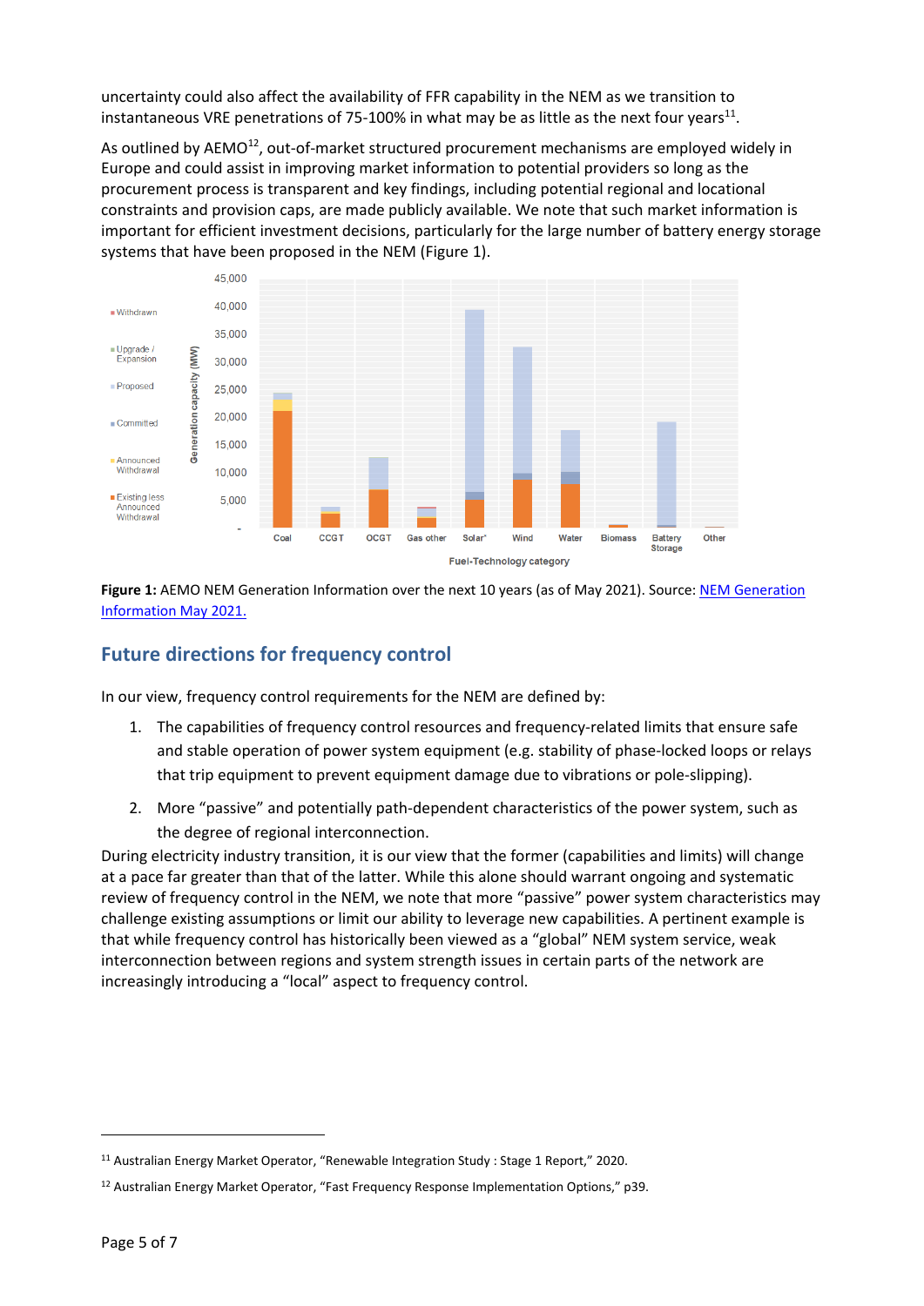uncertainty could also affect the availability of FFR capability in the NEM as we transition to instantaneous VRE penetrations of 75-100% in what may be as little as the next four years[11].

As outlined by AEMO[12], out-of-market structured procurement mechanisms are employed widely in Europe and could assist in improving market information to potential providers so long as the procurement process is transparent and key findings, including potential regional and locational constraints and provision caps, are made publicly available. We note that such market information is important for efficient investment decisions, particularly for the large number of battery energy storage systems that have been proposed in the NEM (Figure 1).

**Figure 1:** AEMO NEM Generation Information over the next 10 years (as of May 2021). Source: [NEM Generation Information May 2021.]()

## Future directions for frequency control

In our view, frequency control requirements for the NEM are defined by:

1. The capabilities of frequency control resources and frequency-related limits that ensure safe and stable operation of power system equipment (e.g. stability of phase-locked loops or relays that trip equipment to prevent equipment damage due to vibrations or pole-slipping).
2. More "passive" and potentially path-dependent characteristics of the power system, such as the degree of regional interconnection.

During electricity industry transition, it is our view that the former (capabilities and limits) will change at a pace far greater than that of the latter. While this alone should warrant ongoing and systematic review of frequency control in the NEM, we note that more "passive" power system characteristics may challenge existing assumptions or limit our ability to leverage new capabilities. A pertinent example is that while frequency control has historically been viewed as a "global" NEM system service, weak interconnection between regions and system strength issues in certain parts of the network are increasingly introducing a "local" aspect to frequency control.

---

[11] Australian Energy Market Operator, "Renewable Integration Study : Stage 1 Report," 2020.

[12] Australian Energy Market Operator, "Fast Frequency Response Implementation Options," p39.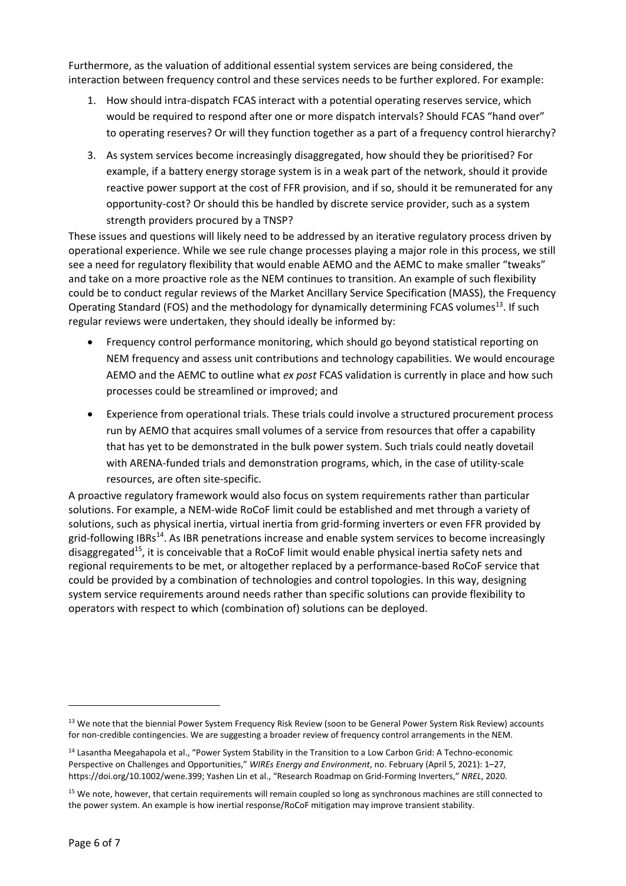Furthermore, as the valuation of additional essential system services are being considered, the interaction between frequency control and these services needs to be further explored. For example:

1. How should intra-dispatch FCAS interact with a potential operating reserves service, which would be required to respond after one or more dispatch intervals? Should FCAS "hand over" to operating reserves? Or will they function together as a part of a frequency control hierarchy?

3. As system services become increasingly disaggregated, how should they be prioritised? For example, if a battery energy storage system is in a weak part of the network, should it provide reactive power support at the cost of FFR provision, and if so, should it be remunerated for any opportunity-cost? Or should this be handled by discrete service provider, such as a system strength providers procured by a TNSP?

These issues and questions will likely need to be addressed by an iterative regulatory process driven by operational experience. While we see rule change processes playing a major role in this process, we still see a need for regulatory flexibility that would enable AEMO and the AEMC to make smaller "tweaks" and take on a more proactive role as the NEM continues to transition. An example of such flexibility could be to conduct regular reviews of the Market Ancillary Service Specification (MASS), the Frequency Operating Standard (FOS) and the methodology for dynamically determining FCAS volumes[13]. If such regular reviews were undertaken, they should ideally be informed by:

- Frequency control performance monitoring, which should go beyond statistical reporting on NEM frequency and assess unit contributions and technology capabilities. We would encourage AEMO and the AEMC to outline what *ex post* FCAS validation is currently in place and how such processes could be streamlined or improved; and
- Experience from operational trials. These trials could involve a structured procurement process run by AEMO that acquires small volumes of a service from resources that offer a capability that has yet to be demonstrated in the bulk power system. Such trials could neatly dovetail with ARENA-funded trials and demonstration programs, which, in the case of utility-scale resources, are often site-specific.

A proactive regulatory framework would also focus on system requirements rather than particular solutions. For example, a NEM-wide RoCoF limit could be established and met through a variety of solutions, such as physical inertia, virtual inertia from grid-forming inverters or even FFR provided by grid-following IBRs[14]. As IBR penetrations increase and enable system services to become increasingly disaggregated[15], it is conceivable that a RoCoF limit would enable physical inertia safety nets and regional requirements to be met, or altogether replaced by a performance-based RoCoF service that could be provided by a combination of technologies and control topologies. In this way, designing system service requirements around needs rather than specific solutions can provide flexibility to operators with respect to which (combination of) solutions can be deployed.

---

[13] We note that the biennial Power System Frequency Risk Review (soon to be General Power System Risk Review) accounts for non-credible contingencies. We are suggesting a broader review of frequency control arrangements in the NEM.

[14] Lasantha Meegahapola et al., "Power System Stability in the Transition to a Low Carbon Grid: A Techno-economic Perspective on Challenges and Opportunities," *WIREs Energy and Environment*, no. February (April 5, 2021): 1–27, https://doi.org/10.1002/wene.399; Yashen Lin et al., "Research Roadmap on Grid-Forming Inverters," *NREL*, 2020.

[15] We note, however, that certain requirements will remain coupled so long as synchronous machines are still connected to the power system. An example is how inertial response/RoCoF mitigation may improve transient stability.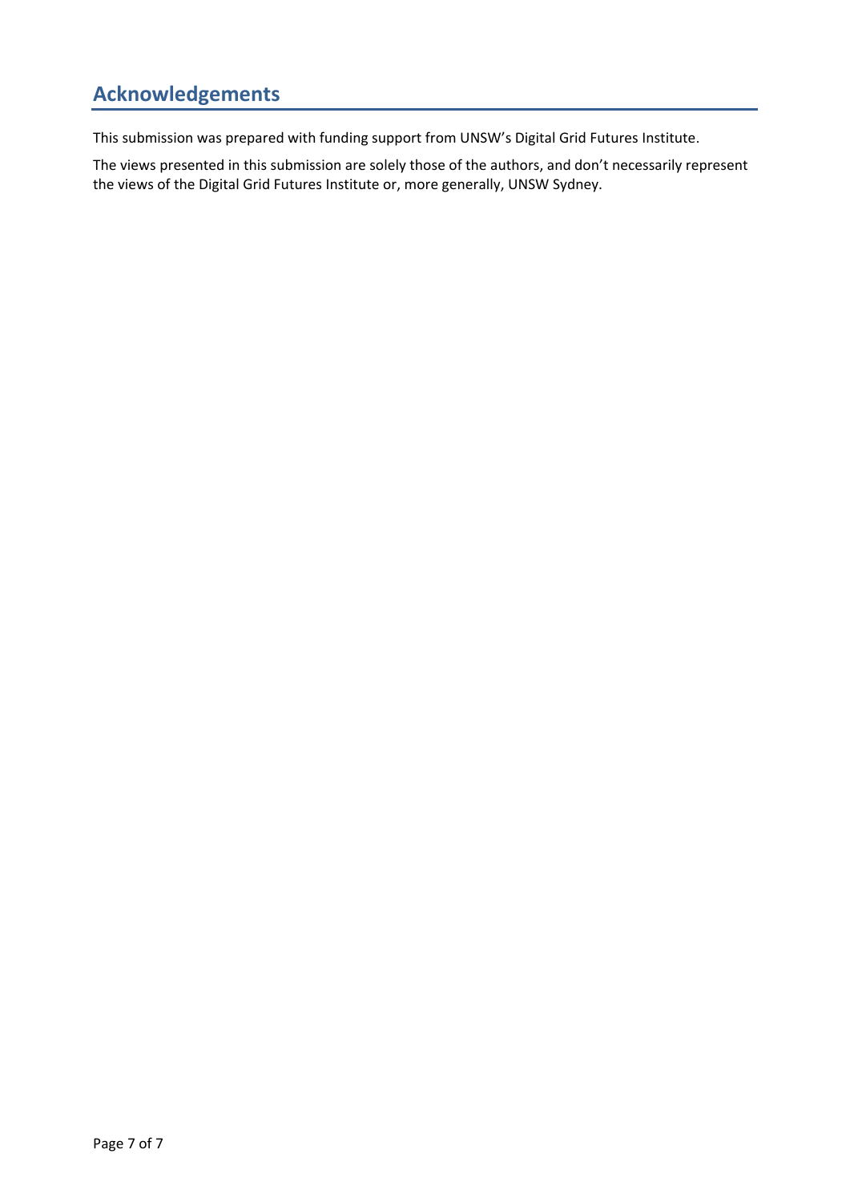## Acknowledgements

This submission was prepared with funding support from UNSW's Digital Grid Futures Institute.

The views presented in this submission are solely those of the authors, and don't necessarily represent the views of the Digital Grid Futures Institute or, more generally, UNSW Sydney.